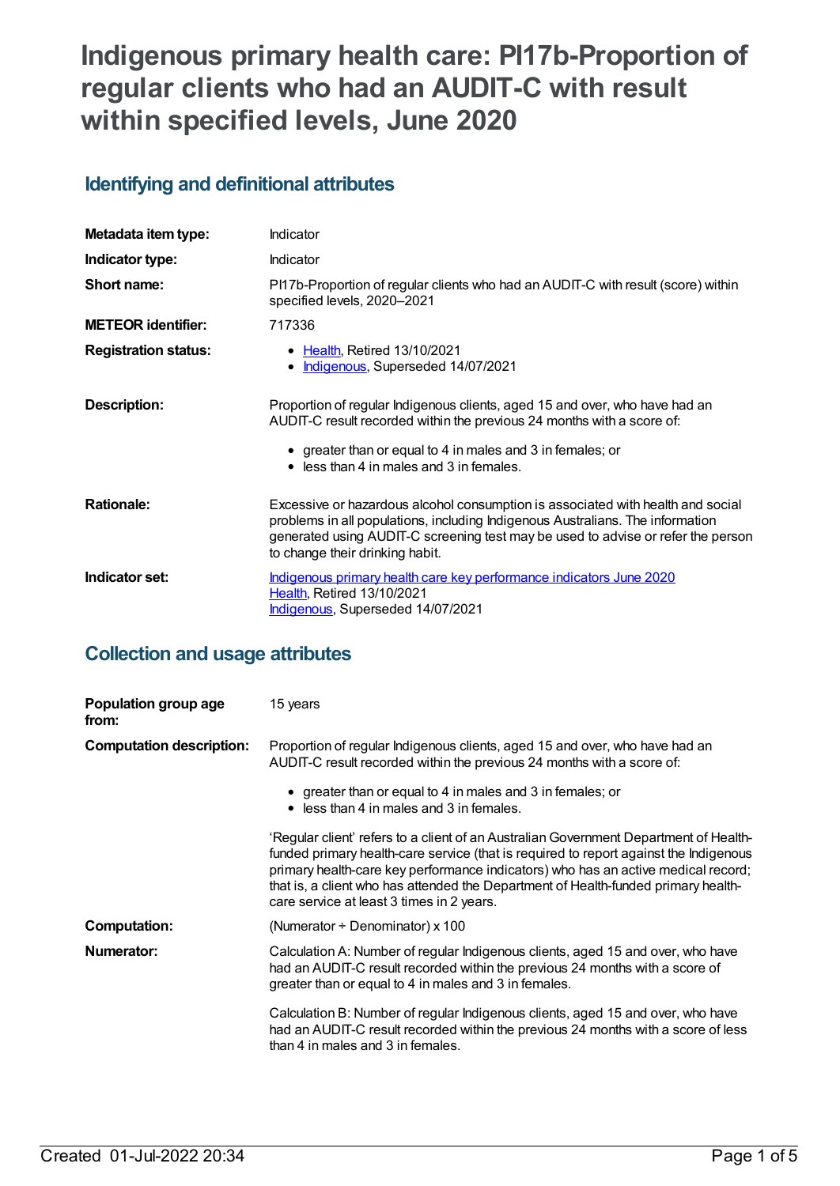# Indigenous primary health care: PI17b-Proportion of regular clients who had an AUDIT-C with result within specified levels, June 2020

## Identifying and definitional attributes

| | |
|---|---|
| **Metadata item type:** | Indicator |
| **Indicator type:** | Indicator |
| **Short name:** | PI17b-Proportion of regular clients who had an AUDIT-C with result (score) within specified levels, 2020–2021 |
| **METEOR identifier:** | 717336 |
| **Registration status:** | • Health, Retired 13/10/2021<br>• Indigenous, Superseded 14/07/2021 |
| **Description:** | Proportion of regular Indigenous clients, aged 15 and over, who have had an AUDIT-C result recorded within the previous 24 months with a score of:<br>• greater than or equal to 4 in males and 3 in females; or<br>• less than 4 in males and 3 in females. |
| **Rationale:** | Excessive or hazardous alcohol consumption is associated with health and social problems in all populations, including Indigenous Australians. The information generated using AUDIT-C screening test may be used to advise or refer the person to change their drinking habit. |
| **Indicator set:** | Indigenous primary health care key performance indicators June 2020<br>Health, Retired 13/10/2021<br>Indigenous, Superseded 14/07/2021 |

## Collection and usage attributes

| | |
|---|---|
| **Population group age from:** | 15 years |
| **Computation description:** | Proportion of regular Indigenous clients, aged 15 and over, who have had an AUDIT-C result recorded within the previous 24 months with a score of:<br>• greater than or equal to 4 in males and 3 in females; or<br>• less than 4 in males and 3 in females.<br><br>'Regular client' refers to a client of an Australian Government Department of Health-funded primary health-care service (that is required to report against the Indigenous primary health-care key performance indicators) who has an active medical record; that is, a client who has attended the Department of Health-funded primary health-care service at least 3 times in 2 years. |
| **Computation:** | (Numerator ÷ Denominator) x 100 |
| **Numerator:** | Calculation A: Number of regular Indigenous clients, aged 15 and over, who have had an AUDIT-C result recorded within the previous 24 months with a score of greater than or equal to 4 in males and 3 in females.<br><br>Calculation B: Number of regular Indigenous clients, aged 15 and over, who have had an AUDIT-C result recorded within the previous 24 months with a score of less than 4 in males and 3 in females. |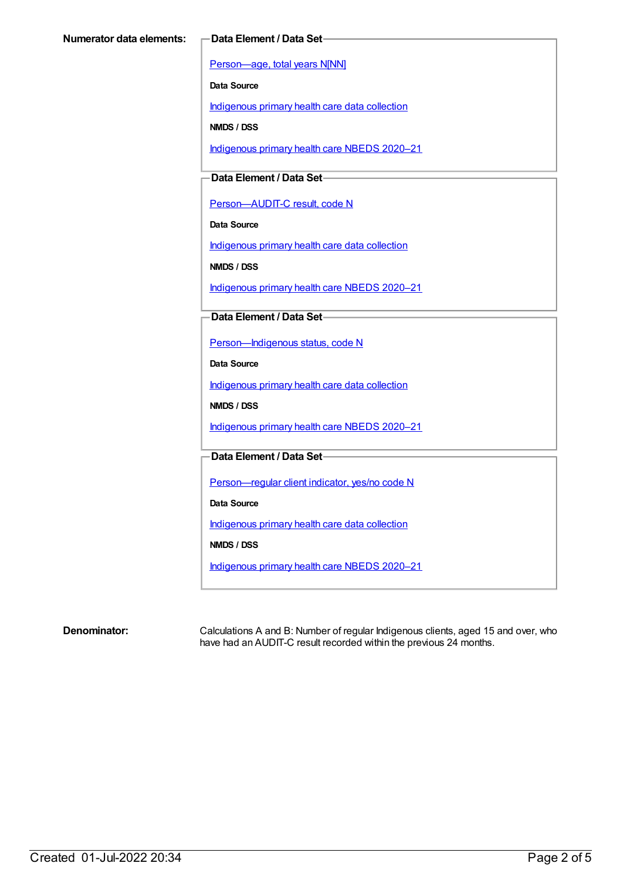**Numerator data elements:**

**Data Element / Data Set**

Person—age, total years N[NN]

**Data Source**

Indigenous primary health care data collection

**NMDS / DSS**

Indigenous primary health care NBEDS 2020–21

**Data Element / Data Set**

Person—AUDIT-C result, code N

**Data Source**

Indigenous primary health care data collection

**NMDS / DSS**

Indigenous primary health care NBEDS 2020–21

**Data Element / Data Set**

Person—Indigenous status, code N

**Data Source**

Indigenous primary health care data collection

**NMDS / DSS**

Indigenous primary health care NBEDS 2020–21

**Data Element / Data Set**

Person—regular client indicator, yes/no code N

**Data Source**

Indigenous primary health care data collection

**NMDS / DSS**

Indigenous primary health care NBEDS 2020–21

**Denominator:**

Calculations A and B: Number of regular Indigenous clients, aged 15 and over, who have had an AUDIT-C result recorded within the previous 24 months.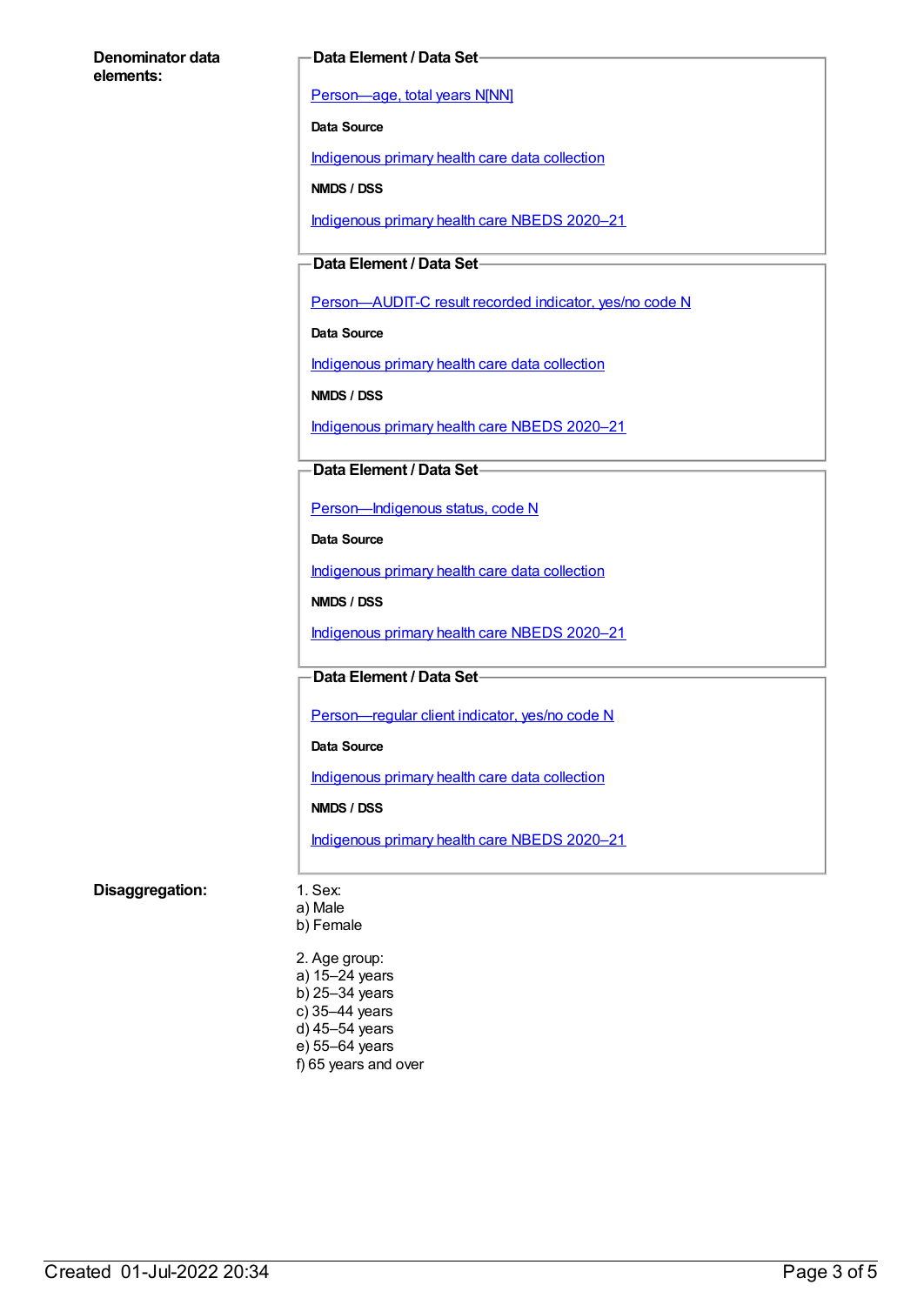**Denominator data elements:**

**Data Element / Data Set**

[Person—age, total years N[NN]]

**Data Source**

Indigenous primary health care data collection

**NMDS / DSS**

Indigenous primary health care NBEDS 2020–21

**Data Element / Data Set**

Person—AUDIT-C result recorded indicator, yes/no code N

**Data Source**

Indigenous primary health care data collection

**NMDS / DSS**

Indigenous primary health care NBEDS 2020–21

**Data Element / Data Set**

Person—Indigenous status, code N

**Data Source**

Indigenous primary health care data collection

**NMDS / DSS**

Indigenous primary health care NBEDS 2020–21

**Data Element / Data Set**

Person—regular client indicator, yes/no code N

**Data Source**

Indigenous primary health care data collection

**NMDS / DSS**

Indigenous primary health care NBEDS 2020–21

**Disaggregation:**

1. Sex:
a) Male
b) Female

2. Age group:
a) 15–24 years
b) 25–34 years
c) 35–44 years
d) 45–54 years
e) 55–64 years
f) 65 years and over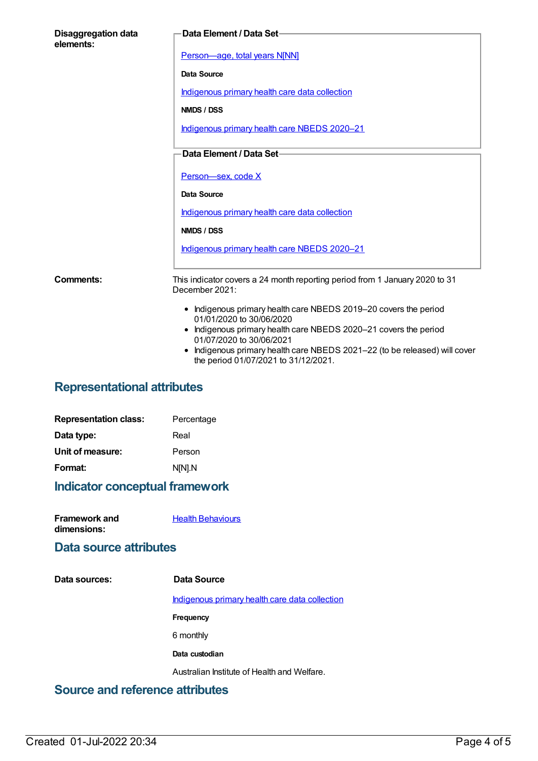**Disaggregation data elements:**

**Data Element / Data Set**

Person—age, total years N[NN]

**Data Source**

Indigenous primary health care data collection

**NMDS / DSS**

Indigenous primary health care NBEDS 2020–21

**Data Element / Data Set**

Person—sex, code X

**Data Source**

Indigenous primary health care data collection

**NMDS / DSS**

Indigenous primary health care NBEDS 2020–21

**Comments:**

This indicator covers a 24 month reporting period from 1 January 2020 to 31 December 2021:

- Indigenous primary health care NBEDS 2019–20 covers the period 01/01/2020 to 30/06/2020
- Indigenous primary health care NBEDS 2020–21 covers the period 01/07/2020 to 30/06/2021
- Indigenous primary health care NBEDS 2021–22 (to be released) will cover the period 01/07/2021 to 31/12/2021.

## Representational attributes

**Representation class:** Percentage

**Data type:** Real

**Unit of measure:** Person

**Format:** N[N].N

## Indicator conceptual framework

**Framework and dimensions:** Health Behaviours

## Data source attributes

**Data sources:**

**Data Source**

Indigenous primary health care data collection

**Frequency**

6 monthly

**Data custodian**

Australian Institute of Health and Welfare.

## Source and reference attributes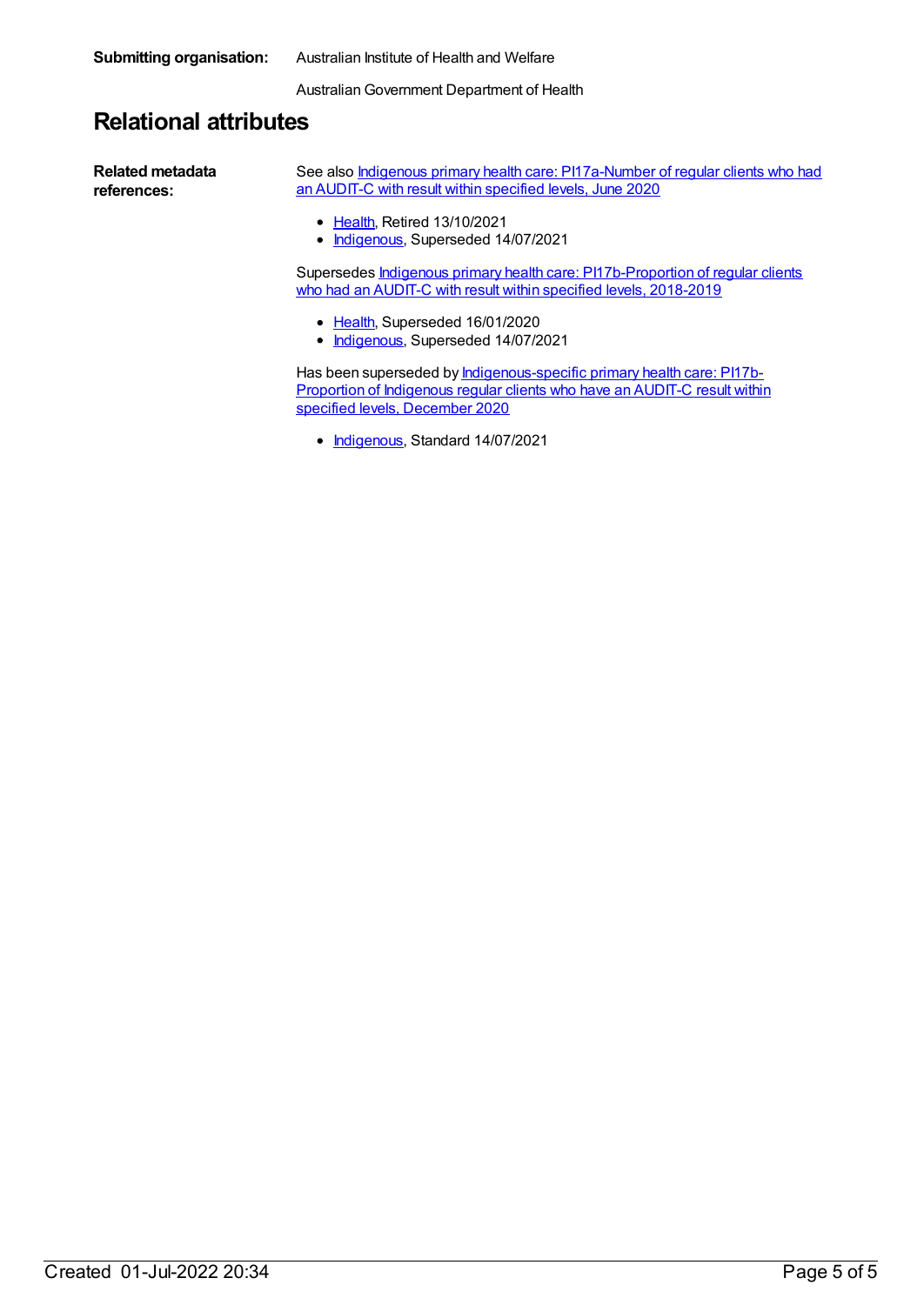**Submitting organisation:** Australian Institute of Health and Welfare

Australian Government Department of Health

## Relational attributes

**Related metadata references:**

See also Indigenous primary health care: PI17a-Number of regular clients who had an AUDIT-C with result within specified levels, June 2020

- Health, Retired 13/10/2021
- Indigenous, Superseded 14/07/2021

Supersedes Indigenous primary health care: PI17b-Proportion of regular clients who had an AUDIT-C with result within specified levels, 2018-2019

- Health, Superseded 16/01/2020
- Indigenous, Superseded 14/07/2021

Has been superseded by Indigenous-specific primary health care: PI17b-Proportion of Indigenous regular clients who have an AUDIT-C result within specified levels, December 2020

- Indigenous, Standard 14/07/2021